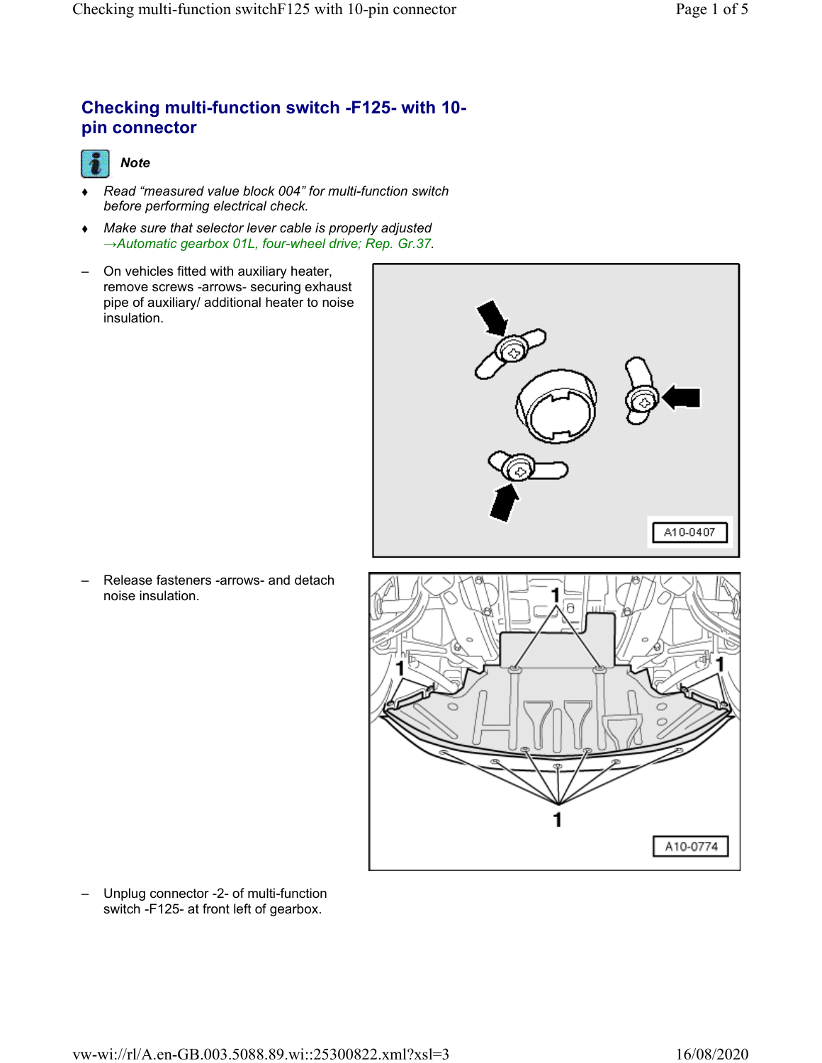# Checking multi-function switch -F125- with 10-pin connector

*Note*

- *Read “measured value block 004” for multi-function switch before performing electrical check.*
- *Make sure that selector lever cable is properly adjusted →Automatic gearbox 01L, four-wheel drive; Rep. Gr.37.*

– On vehicles fitted with auxiliary heater, remove screws -arrows- securing exhaust pipe of auxiliary/ additional heater to noise insulation.

A10-0407

– Release fasteners -arrows- and detach noise insulation.

A10-0774

– Unplug connector -2- of multi-function switch -F125- at front left of gearbox.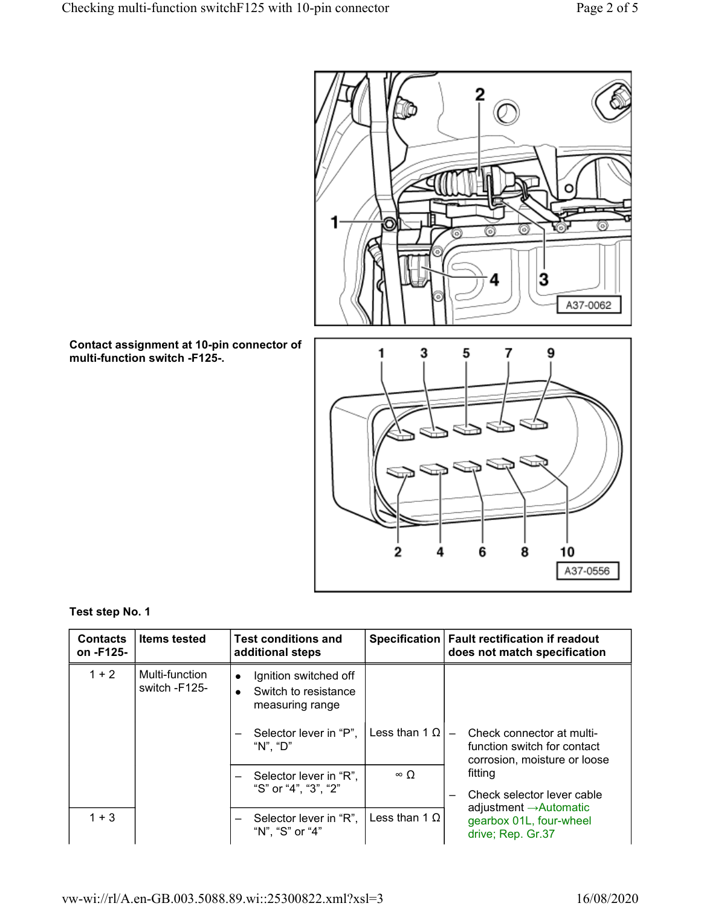**Contact assignment at 10-pin connector of multi-function switch -F125-.**

**Test step No. 1**

| Contacts on -F125- | Items tested | Test conditions and additional steps | Specification | Fault rectification if readout does not match specification |
|---|---|---|---|---|
| 1 + 2 | Multi-function switch -F125- | • Ignition switched off<br>• Switch to resistance measuring range | | |
| | | – Selector lever in “P”, “N”, “D” | Less than 1 Ω | – Check connector at multi-function switch for contact corrosion, moisture or loose fitting<br>– Check selector lever cable adjustment →Automatic gearbox 01L, four-wheel drive; Rep. Gr.37 |
| | | – Selector lever in “R”, “S” or “4”, “3”, “2” | ∞ Ω | |
| 1 + 3 | | – Selector lever in “R”, “N”, “S” or “4” | Less than 1 Ω | |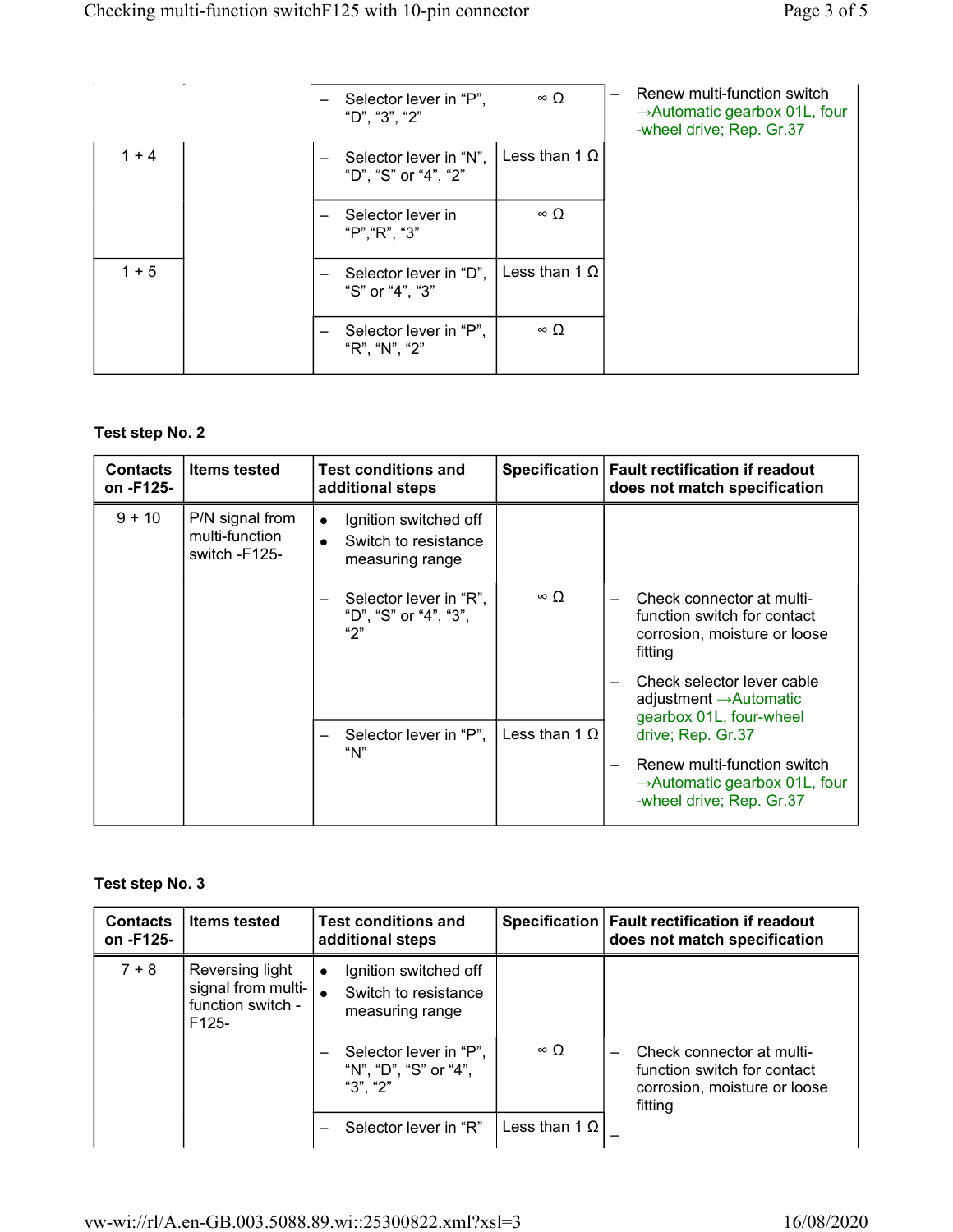| Contacts on -F125- | Items tested | Test conditions and additional steps | Specification | Fault rectification if readout does not match specification |
|---|---|---|---|---|
| | | – Selector lever in “P”, “D”, “3”, “2” | ∞ Ω | – Renew multi-function switch →Automatic gearbox 01L, four -wheel drive; Rep. Gr.37 |
| 1 + 4 | | – Selector lever in “N”, “D”, “S” or “4”, “2” | Less than 1 Ω | |
| | | – Selector lever in “P”,“R”, “3” | ∞ Ω | |
| 1 + 5 | | – Selector lever in “D”, “S” or “4”, “3” | Less than 1 Ω | |
| | | – Selector lever in “P”, “R”, “N”, “2” | ∞ Ω | |

**Test step No. 2**

| Contacts on -F125- | Items tested | Test conditions and additional steps | Specification | Fault rectification if readout does not match specification |
|---|---|---|---|---|
| 9 + 10 | P/N signal from multi-function switch -F125- | • Ignition switched off<br>• Switch to resistance measuring range | | |
| | | – Selector lever in “R”, “D”, “S” or “4”, “3”, “2” | ∞ Ω | – Check connector at multi-function switch for contact corrosion, moisture or loose fitting<br>– Check selector lever cable adjustment →Automatic gearbox 01L, four-wheel drive; Rep. Gr.37 |
| | | – Selector lever in “P”, “N” | Less than 1 Ω | – Renew multi-function switch →Automatic gearbox 01L, four -wheel drive; Rep. Gr.37 |

**Test step No. 3**

| Contacts on -F125- | Items tested | Test conditions and additional steps | Specification | Fault rectification if readout does not match specification |
|---|---|---|---|---|
| 7 + 8 | Reversing light signal from multi-function switch -F125- | • Ignition switched off<br>• Switch to resistance measuring range | | |
| | | – Selector lever in “P”, “N”, “D”, “S” or “4”, “3”, “2” | ∞ Ω | – Check connector at multi-function switch for contact corrosion, moisture or loose fitting |
| | | – Selector lever in “R” | Less than 1 Ω | – |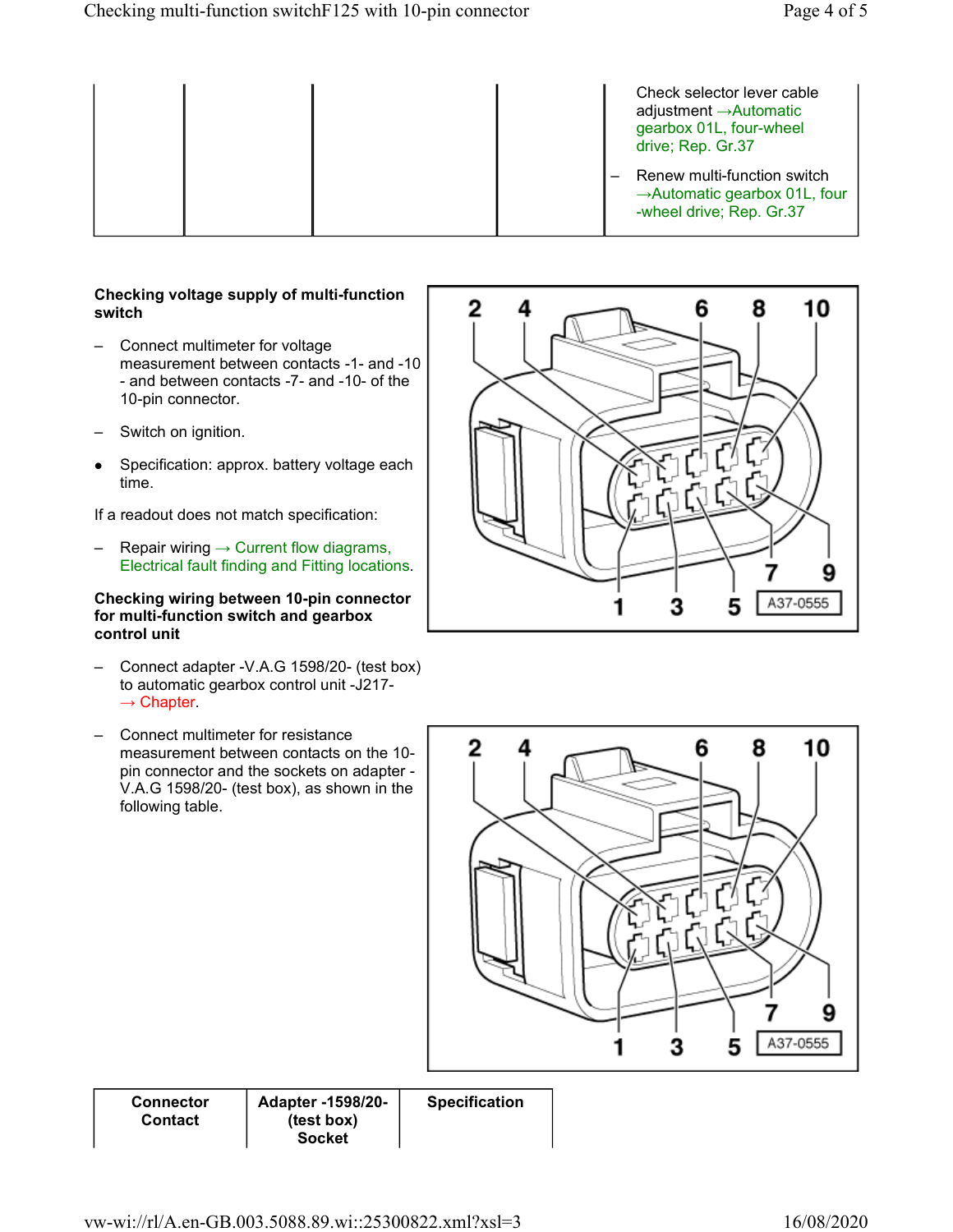| | | | | Check selector lever cable adjustment →Automatic gearbox 01L, four-wheel drive; Rep. Gr.37<br>– Renew multi-function switch →Automatic gearbox 01L, four-wheel drive; Rep. Gr.37 |
|---|---|---|---|---|

**Checking voltage supply of multi-function switch**

– Connect multimeter for voltage measurement between contacts -1- and -10 - and between contacts -7- and -10- of the 10-pin connector.

– Switch on ignition.

- Specification: approx. battery voltage each time.

If a readout does not match specification:

– Repair wiring → Current flow diagrams, Electrical fault finding and Fitting locations.

**Checking wiring between 10-pin connector for multi-function switch and gearbox control unit**

– Connect adapter -V.A.G 1598/20- (test box) to automatic gearbox control unit -J217- → Chapter.

– Connect multimeter for resistance measurement between contacts on the 10-pin connector and the sockets on adapter -V.A.G 1598/20- (test box), as shown in the following table.

| Connector Contact | Adapter -1598/20- (test box) Socket | Specification |
|---|---|---|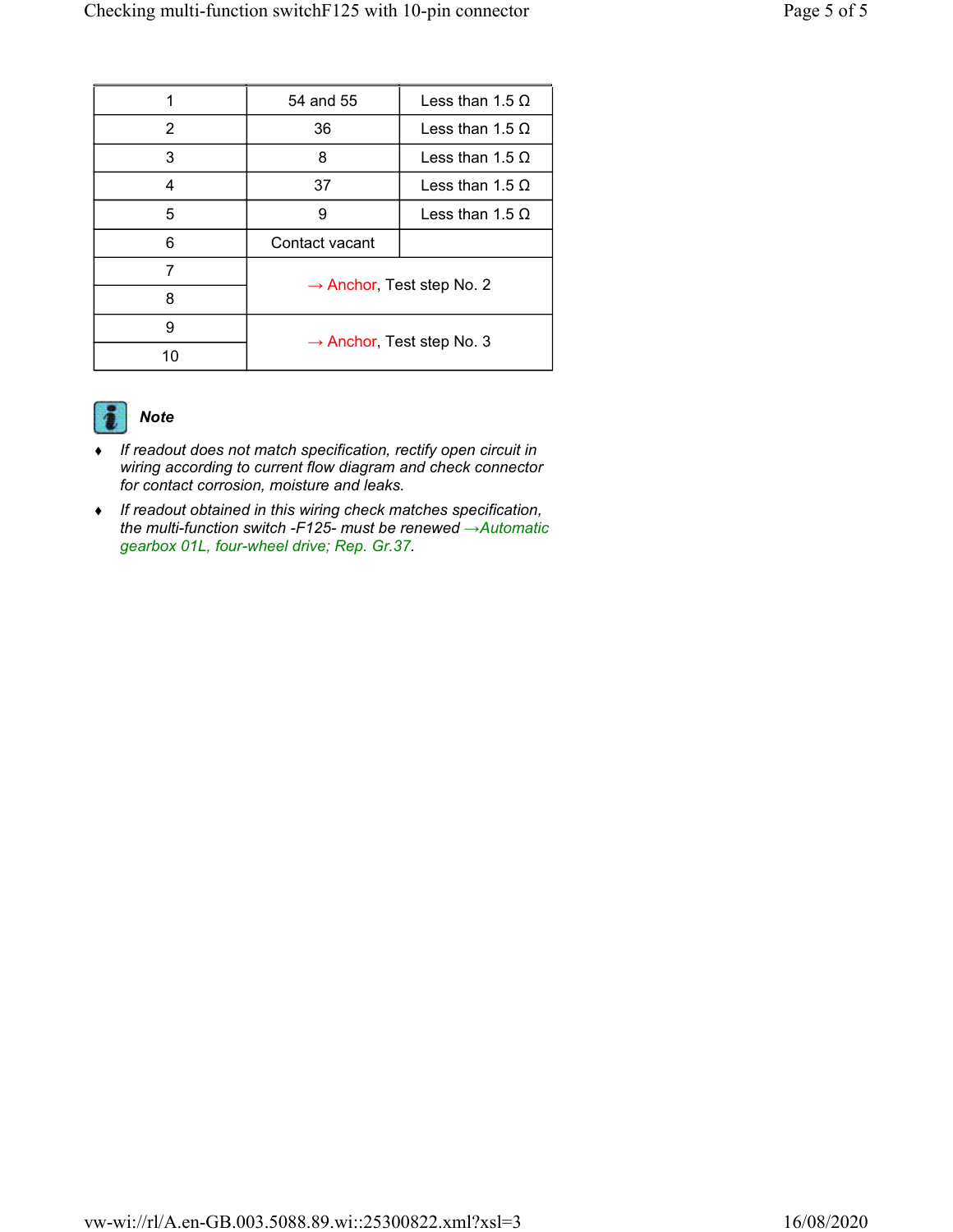| | | |
|---|---|---|
| 1 | 54 and 55 | Less than 1.5 Ω |
| 2 | 36 | Less than 1.5 Ω |
| 3 | 8 | Less than 1.5 Ω |
| 4 | 37 | Less than 1.5 Ω |
| 5 | 9 | Less than 1.5 Ω |
| 6 | Contact vacant | |
| 7 | → Anchor, Test step No. 2 | |
| 8 | | |
| 9 | → Anchor, Test step No. 3 | |
| 10 | | |

***Note***

- *If readout does not match specification, rectify open circuit in wiring according to current flow diagram and check connector for contact corrosion, moisture and leaks.*
- *If readout obtained in this wiring check matches specification, the multi-function switch -F125- must be renewed →Automatic gearbox 01L, four-wheel drive; Rep. Gr.37.*